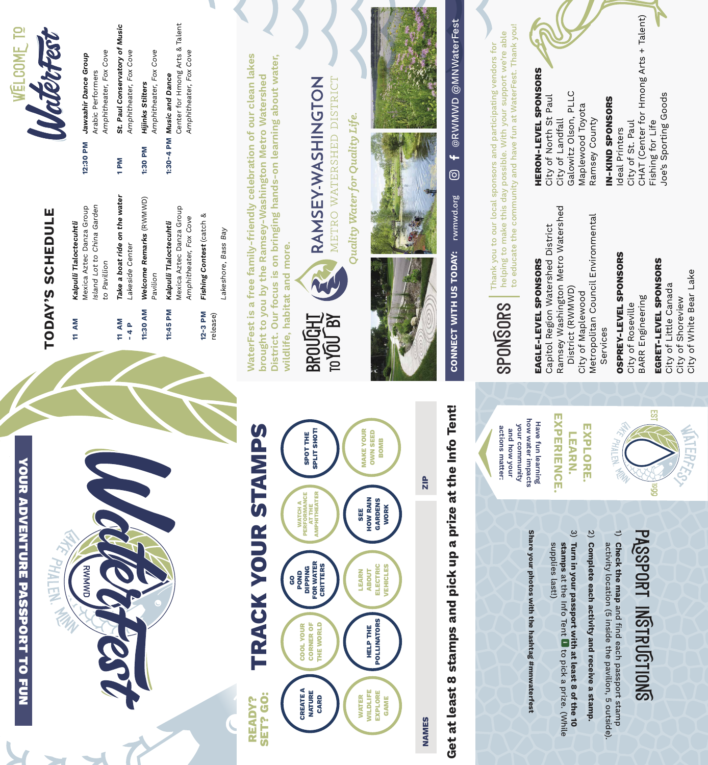# YOUR ADVENTURE PASSPORT TO FUN

WaterFest

LAKE PHALEN, MINN

RWMWD

## READY? SET? GO:

# TRACK YOUR STAMPS

- CREATE A NATURE CARD
- COOL YOUR CORNER OF THE WORLD
- GO POND DIPPING FOR WATER CRITTERS
- WATCH A PERFORMANCE AT THE AMPHITHEATER
- SPOT THE SPLIT SHOT!
- WATER WILDLIFE EXPLORE GAME
- HELP THE POLLINATORS
- LEARN ABOUT ELECTRIC VEHICLES
- SEE HOW RAIN GARDENS WORK
- MAKE YOUR OWN SEED BOMB

NAMES

ZIP

**Get at least 8 stamps and pick up a prize at the Info Tent!**

WELCOME TO WaterFest

## TODAY'S SCHEDULE

| | |
|---|---|
| 11 AM | ***Kalpulli Tlalocteculhtli*** Mexica Aztec Danza Group *Island Lot to China Garden to Pavillion* |
| 11 AM - 4 P | ***Take a boat ride on the water*** *Lakeside Center* |
| 11:30 AM | ***Welcome Remarks*** (RWMWD) *Pavilion* |
| 11:45 PM | ***Kalpulli Tlalocteculhtli*** Mexica Aztec Danza Group *Amphitheater, Fox Cove* |
| 12-3 PM | ***Fishing Contest*** (catch & release) *Lakeshore, Bass Bay* |
| 12:30 PM | ***Jawaahir Dance Group*** Arabic Performers *Amphitheater, Fox Cove* |
| 1 PM | ***St. Paul Conservatory of Music*** *Amphitheater, Fox Cove* |
| 1:30 PM | ***Hijinks Stilters*** *Amphitheater, Fox Cove* |
| 1:30-4 PM | ***Music and Dance*** Center for Hmong Arts & Talent *Amphitheater, Fox Cove* |

**WaterFest is a free family-friendly celebration of our clean lakes brought to you by the Ramsey-Washington Metro Watershed District. Our focus is on bringing hands-on learning about water, wildlife, habitat and more.**

BROUGHT TO YOU BY

RAMSEY-WASHINGTON METRO WATERSHED DISTRICT

*Quality Water for Quality Life.*

**CONNECT WITH US TODAY:** rwmwd.org @RWMWD @MNWaterFest

## SPONSORS

Thank you to our local sponsors and participating vendors for helping to make this day possible. With your support we're able to educate the community and have fun at WaterFest. Thank you!

**EAGLE-LEVEL SPONSORS**
Capitol Region Watershed District
Ramsey Washington Metro Watershed District (RWMWD)
City of Maplewood
Metropolitan Council Environmental Services

**OSPREY-LEVEL SPONSORS**
City of Roseville
BARR Engineering

**EGRET-LEVEL SPONSORS**
City of Little Canada
City of Shoreview
City of White Bear Lake

**HERON-LEVEL SPONSORS**
City of North St Paul
City of Landfall
Galowitz Olson, PLLC
Maplewood Toyota
Ramsey County

**IN-KIND SPONSORS**
Ideal Printers
City of St. Paul
CHAT (Center for Hmong Arts + Talent)
Fishing for Life
Joe's Sporting Goods

WATERFEST EST 1999 LAKE PHALEN, MINN

**EXPLORE. LEARN. EXPERIENCE.**

**Have fun learning how water impacts your community and how your actions matter:**

## PASSPORT INSTRUCTIONS

1) **Check the map** and find each passport stamp activity location (5 inside the pavilion, 5 outside).
2) **Complete each activity and receive a stamp.**
3) **Turn in your passport with at least 8 of the 10 stamps** at the Info Tent **i** to pick a prize. (While supplies last!)

**Share your photos with the hashtag #mnwaterfest**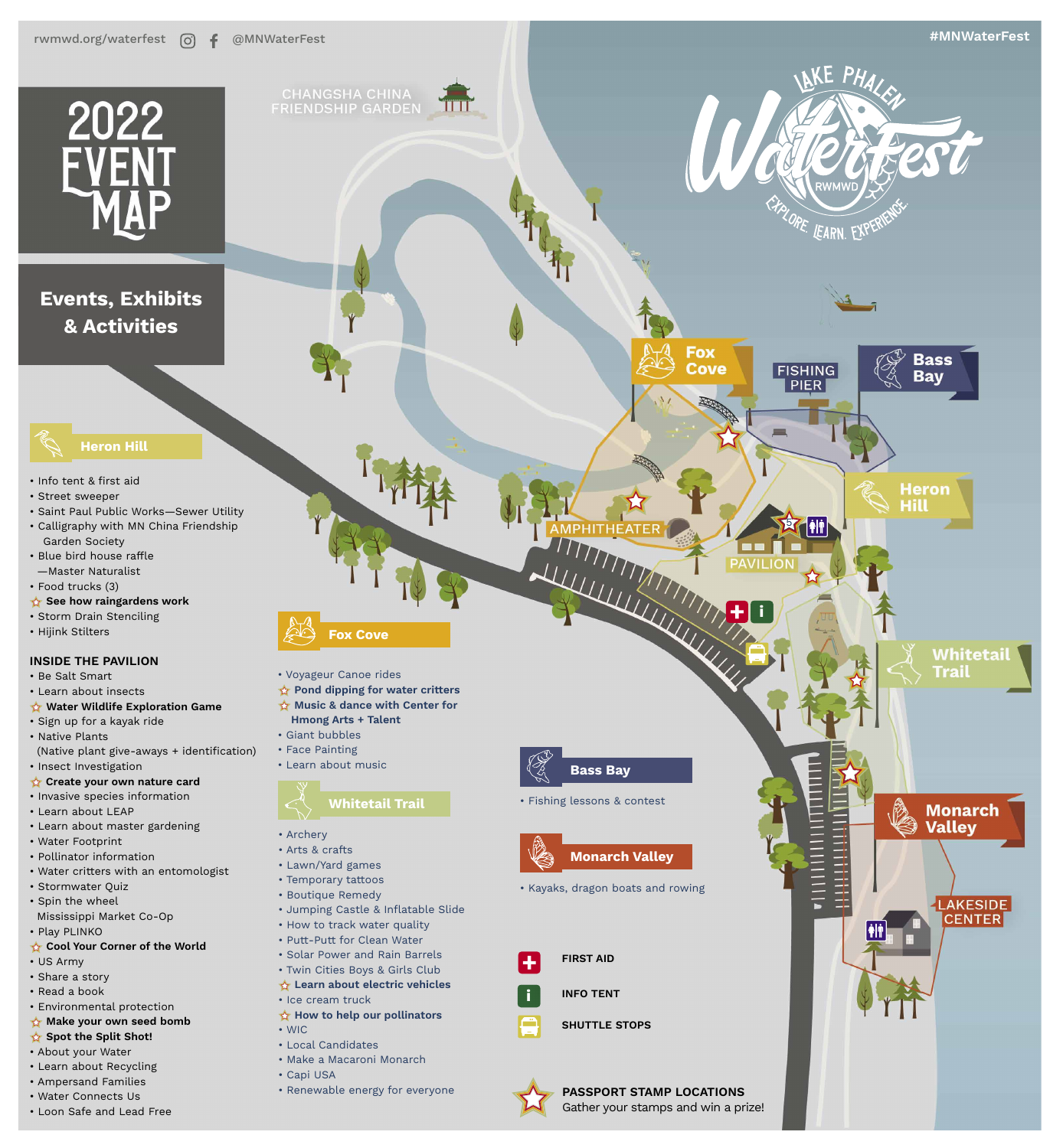rwmwd.org/waterfest @MNWaterFest

#MNWaterFest

# 2022 EVENT MAP

## Events, Exhibits & Activities

Lake Phalen WaterFest — RWMWD — Explore. Learn. Experience.

CHANGSHA CHINA FRIENDSHIP GARDEN

Fox Cove · Fishing Pier · Bass Bay · Heron Hill · Amphitheater · Pavilion · Whitetail Trail · Monarch Valley · Lakeside Center

### Heron Hill

- Info tent & first aid
- Street sweeper
- Saint Paul Public Works—Sewer Utility
- Calligraphy with MN China Friendship Garden Society
- Blue bird house raffle —Master Naturalist
- Food trucks (3)
- ☆ **See how raingardens work**
- Storm Drain Stenciling
- Hijink Stilters

### INSIDE THE PAVILION

- Be Salt Smart
- Learn about insects
- ☆ **Water Wildlife Exploration Game**
- Sign up for a kayak ride
- Native Plants (Native plant give-aways + identification)
- Insect Investigation
- ☆ **Create your own nature card**
- Invasive species information
- Learn about LEAP
- Learn about master gardening
- Water Footprint
- Pollinator information
- Water critters with an entomologist
- Stormwater Quiz
- Spin the wheel Mississippi Market Co-Op
- Play PLINKO
- ☆ **Cool Your Corner of the World**
- US Army
- Share a story
- Read a book
- Environmental protection
- ☆ **Make your own seed bomb**
- ☆ **Spot the Split Shot!**
- About your Water
- Learn about Recycling
- Ampersand Families
- Water Connects Us
- Loon Safe and Lead Free

### Fox Cove

- Voyageur Canoe rides
- ☆ **Pond dipping for water critters**
- ☆ **Music & dance with Center for Hmong Arts + Talent**
- Giant bubbles
- Face Painting
- Learn about music

### Whitetail Trail

- Archery
- Arts & crafts
- Lawn/Yard games
- Temporary tattoos
- Boutique Remedy
- Jumping Castle & Inflatable Slide
- How to track water quality
- Putt-Putt for Clean Water
- Solar Power and Rain Barrels
- Twin Cities Boys & Girls Club
- ☆ **Learn about electric vehicles**
- Ice cream truck
- ☆ **How to help our pollinators**
- WIC
- Local Candidates
- Make a Macaroni Monarch
- Capi USA
- Renewable energy for everyone

### Bass Bay

- Fishing lessons & contest

### Monarch Valley

- Kayaks, dragon boats and rowing

FIRST AID

INFO TENT

SHUTTLE STOPS

**PASSPORT STAMP LOCATIONS**
Gather your stamps and win a prize!